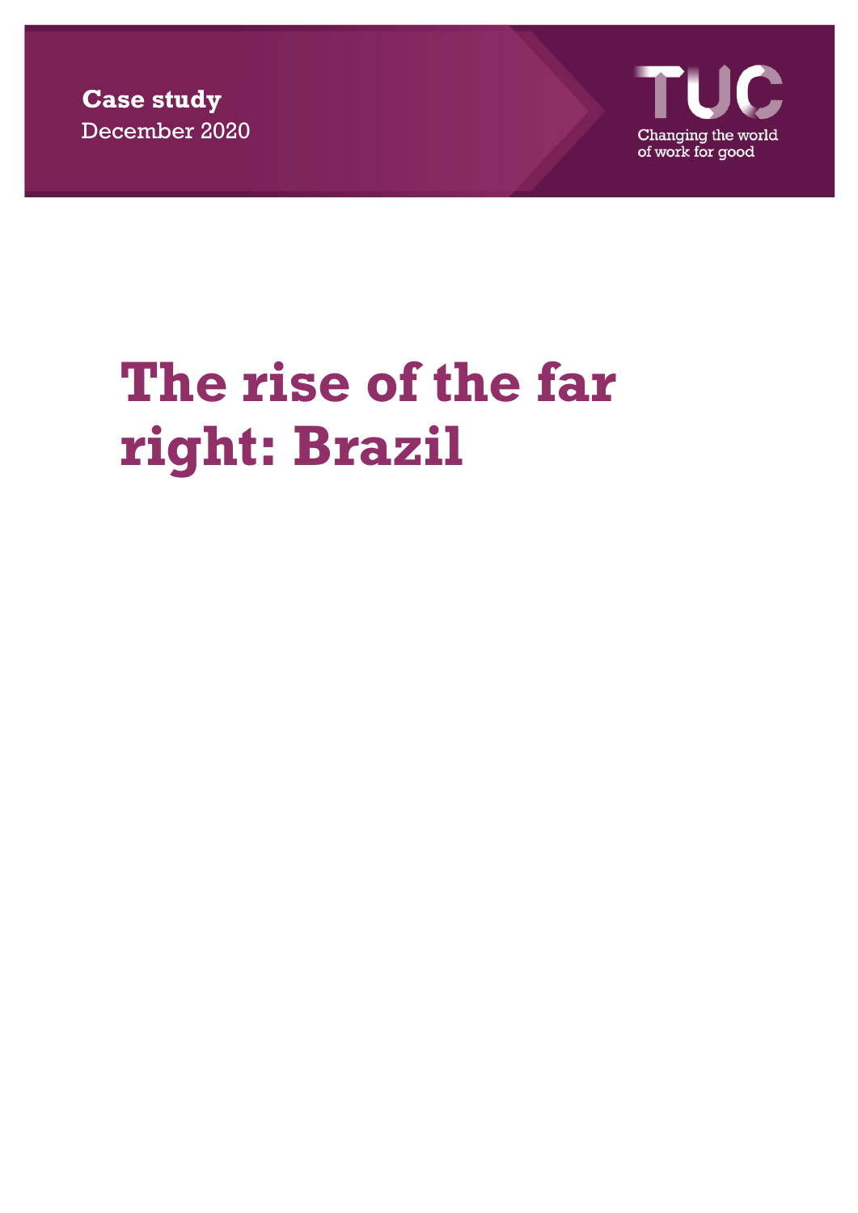**Case study**
December 2020

TUC
Changing the world of work for good

# The rise of the far right: Brazil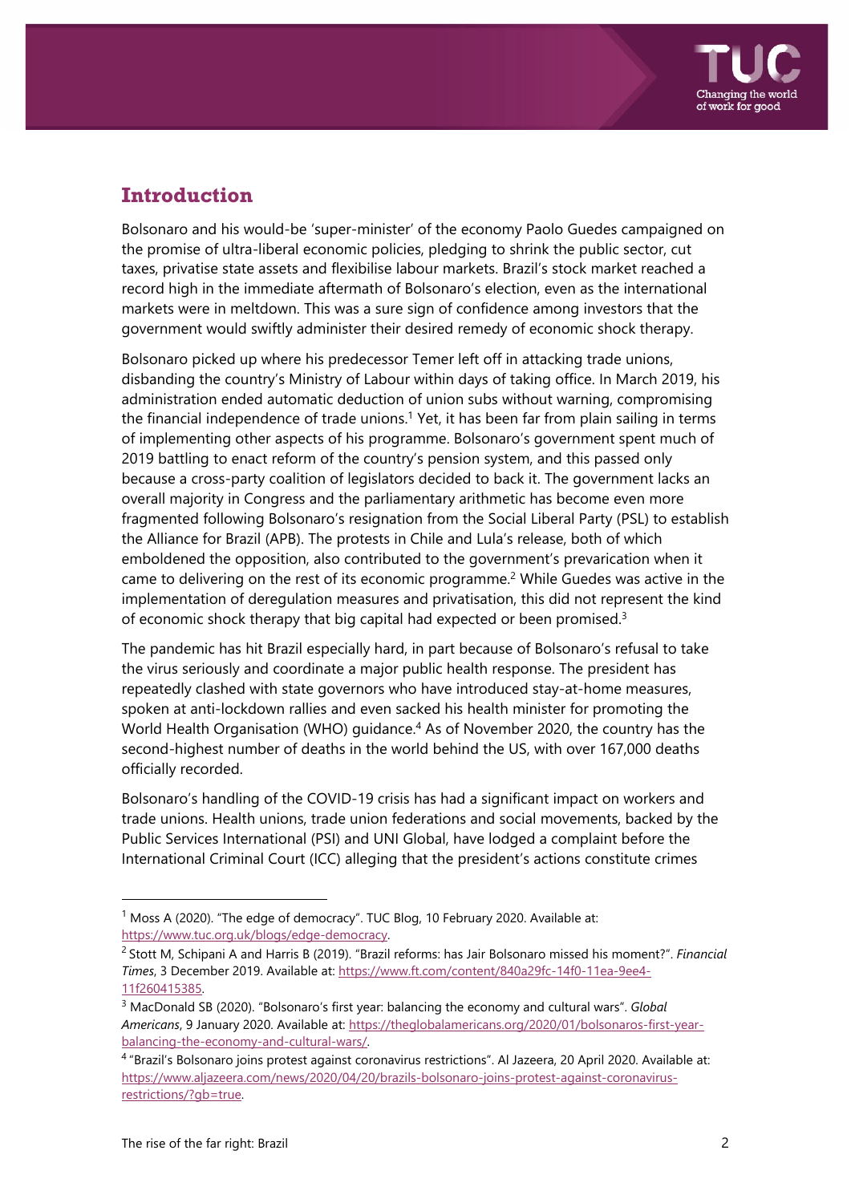## Introduction

Bolsonaro and his would-be 'super-minister' of the economy Paolo Guedes campaigned on the promise of ultra-liberal economic policies, pledging to shrink the public sector, cut taxes, privatise state assets and flexibilise labour markets. Brazil's stock market reached a record high in the immediate aftermath of Bolsonaro's election, even as the international markets were in meltdown. This was a sure sign of confidence among investors that the government would swiftly administer their desired remedy of economic shock therapy.

Bolsonaro picked up where his predecessor Temer left off in attacking trade unions, disbanding the country's Ministry of Labour within days of taking office. In March 2019, his administration ended automatic deduction of union subs without warning, compromising the financial independence of trade unions.[1] Yet, it has been far from plain sailing in terms of implementing other aspects of his programme. Bolsonaro's government spent much of 2019 battling to enact reform of the country's pension system, and this passed only because a cross-party coalition of legislators decided to back it. The government lacks an overall majority in Congress and the parliamentary arithmetic has become even more fragmented following Bolsonaro's resignation from the Social Liberal Party (PSL) to establish the Alliance for Brazil (APB). The protests in Chile and Lula's release, both of which emboldened the opposition, also contributed to the government's prevarication when it came to delivering on the rest of its economic programme.[2] While Guedes was active in the implementation of deregulation measures and privatisation, this did not represent the kind of economic shock therapy that big capital had expected or been promised.[3]

The pandemic has hit Brazil especially hard, in part because of Bolsonaro's refusal to take the virus seriously and coordinate a major public health response. The president has repeatedly clashed with state governors who have introduced stay-at-home measures, spoken at anti-lockdown rallies and even sacked his health minister for promoting the World Health Organisation (WHO) guidance.[4] As of November 2020, the country has the second-highest number of deaths in the world behind the US, with over 167,000 deaths officially recorded.

Bolsonaro's handling of the COVID-19 crisis has had a significant impact on workers and trade unions. Health unions, trade union federations and social movements, backed by the Public Services International (PSI) and UNI Global, have lodged a complaint before the International Criminal Court (ICC) alleging that the president's actions constitute crimes

---

[1] Moss A (2020). "The edge of democracy". TUC Blog, 10 February 2020. Available at: https://www.tuc.org.uk/blogs/edge-democracy.

[2] Stott M, Schipani A and Harris B (2019). "Brazil reforms: has Jair Bolsonaro missed his moment?". *Financial Times*, 3 December 2019. Available at: https://www.ft.com/content/840a29fc-14f0-11ea-9ee4-11f260415385.

[3] MacDonald SB (2020). "Bolsonaro's first year: balancing the economy and cultural wars". *Global Americans*, 9 January 2020. Available at: https://theglobalamericans.org/2020/01/bolsonaros-first-year-balancing-the-economy-and-cultural-wars/.

[4] "Brazil's Bolsonaro joins protest against coronavirus restrictions". Al Jazeera, 20 April 2020. Available at: https://www.aljazeera.com/news/2020/04/20/brazils-bolsonaro-joins-protest-against-coronavirus-restrictions/?gb=true.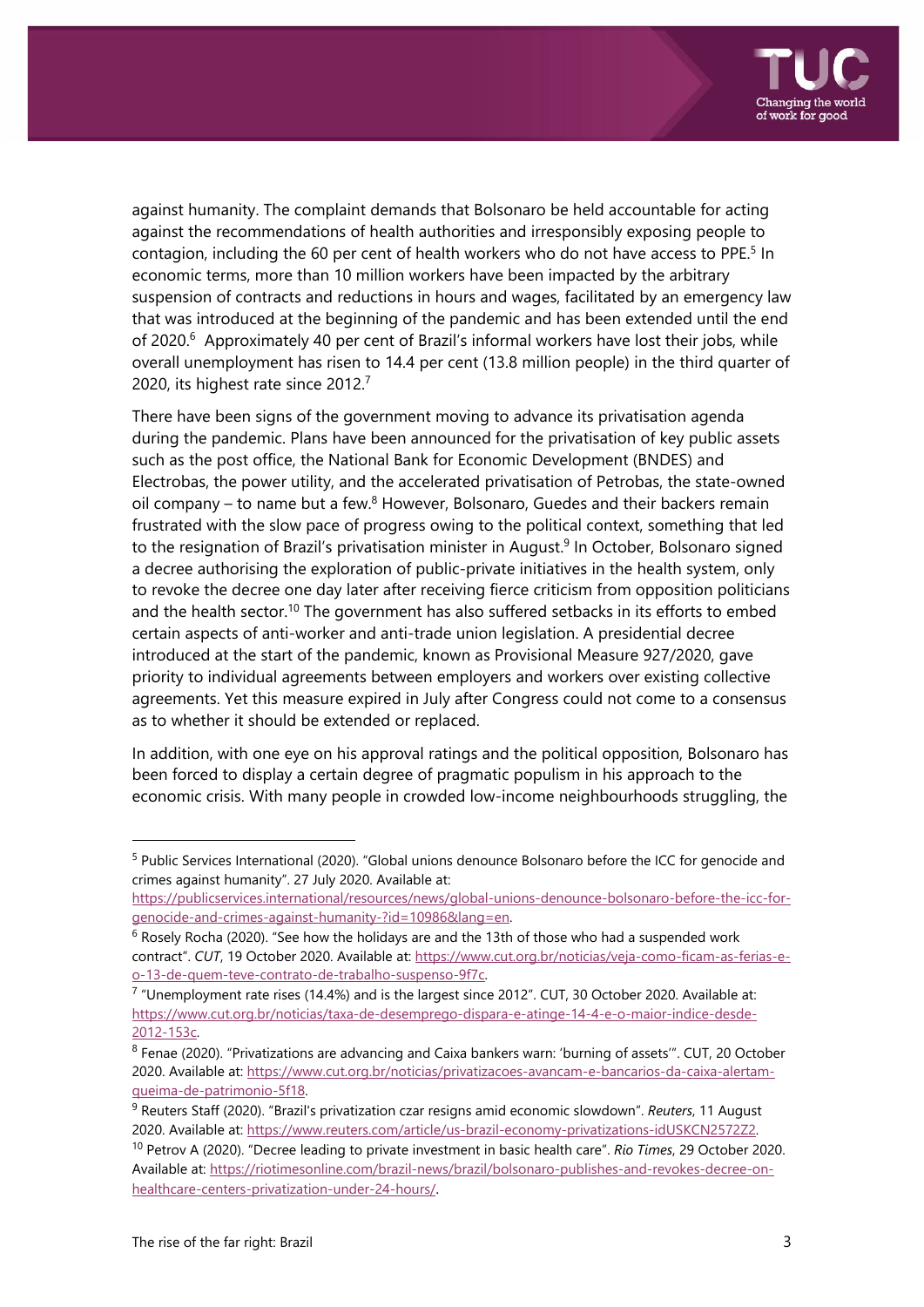against humanity. The complaint demands that Bolsonaro be held accountable for acting against the recommendations of health authorities and irresponsibly exposing people to contagion, including the 60 per cent of health workers who do not have access to PPE.[5] In economic terms, more than 10 million workers have been impacted by the arbitrary suspension of contracts and reductions in hours and wages, facilitated by an emergency law that was introduced at the beginning of the pandemic and has been extended until the end of 2020.[6] Approximately 40 per cent of Brazil's informal workers have lost their jobs, while overall unemployment has risen to 14.4 per cent (13.8 million people) in the third quarter of 2020, its highest rate since 2012.[7]

There have been signs of the government moving to advance its privatisation agenda during the pandemic. Plans have been announced for the privatisation of key public assets such as the post office, the National Bank for Economic Development (BNDES) and Electrobas, the power utility, and the accelerated privatisation of Petrobas, the state-owned oil company – to name but a few.[8] However, Bolsonaro, Guedes and their backers remain frustrated with the slow pace of progress owing to the political context, something that led to the resignation of Brazil's privatisation minister in August.[9] In October, Bolsonaro signed a decree authorising the exploration of public-private initiatives in the health system, only to revoke the decree one day later after receiving fierce criticism from opposition politicians and the health sector.[10] The government has also suffered setbacks in its efforts to embed certain aspects of anti-worker and anti-trade union legislation. A presidential decree introduced at the start of the pandemic, known as Provisional Measure 927/2020, gave priority to individual agreements between employers and workers over existing collective agreements. Yet this measure expired in July after Congress could not come to a consensus as to whether it should be extended or replaced.

In addition, with one eye on his approval ratings and the political opposition, Bolsonaro has been forced to display a certain degree of pragmatic populism in his approach to the economic crisis. With many people in crowded low-income neighbourhoods struggling, the

---

[5] Public Services International (2020). "Global unions denounce Bolsonaro before the ICC for genocide and crimes against humanity". 27 July 2020. Available at: https://publicservices.international/resources/news/global-unions-denounce-bolsonaro-before-the-icc-for-genocide-and-crimes-against-humanity-?id=10986&lang=en.

[6] Rosely Rocha (2020). "See how the holidays are and the 13th of those who had a suspended work contract". *CUT*, 19 October 2020. Available at: https://www.cut.org.br/noticias/veja-como-ficam-as-ferias-e-o-13-de-quem-teve-contrato-de-trabalho-suspenso-9f7c.

[7] "Unemployment rate rises (14.4%) and is the largest since 2012". CUT, 30 October 2020. Available at: https://www.cut.org.br/noticias/taxa-de-desemprego-dispara-e-atinge-14-4-e-o-maior-indice-desde-2012-153c.

[8] Fenae (2020). "Privatizations are advancing and Caixa bankers warn: 'burning of assets'". CUT, 20 October 2020. Available at: https://www.cut.org.br/noticias/privatizacoes-avancam-e-bancarios-da-caixa-alertam-queima-de-patrimonio-5f18.

[9] Reuters Staff (2020). "Brazil's privatization czar resigns amid economic slowdown". *Reuters*, 11 August 2020. Available at: https://www.reuters.com/article/us-brazil-economy-privatizations-idUSKCN2572Z2.

[10] Petrov A (2020). "Decree leading to private investment in basic health care". *Rio Times*, 29 October 2020. Available at: https://riotimesonline.com/brazil-news/brazil/bolsonaro-publishes-and-revokes-decree-on-healthcare-centers-privatization-under-24-hours/.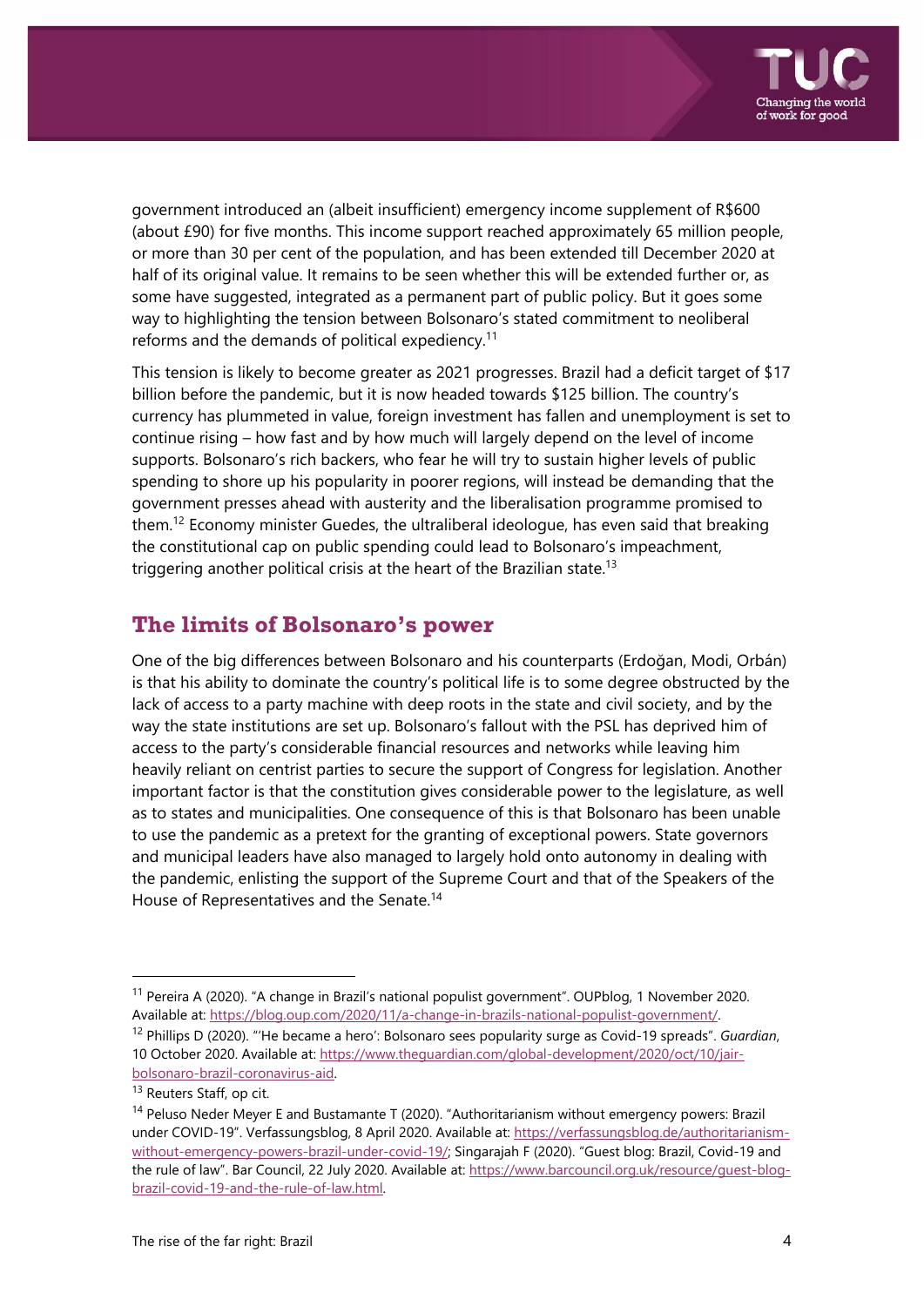government introduced an (albeit insufficient) emergency income supplement of R$600 (about £90) for five months. This income support reached approximately 65 million people, or more than 30 per cent of the population, and has been extended till December 2020 at half of its original value. It remains to be seen whether this will be extended further or, as some have suggested, integrated as a permanent part of public policy. But it goes some way to highlighting the tension between Bolsonaro's stated commitment to neoliberal reforms and the demands of political expediency.[11]

This tension is likely to become greater as 2021 progresses. Brazil had a deficit target of $17 billion before the pandemic, but it is now headed towards $125 billion. The country's currency has plummeted in value, foreign investment has fallen and unemployment is set to continue rising – how fast and by how much will largely depend on the level of income supports. Bolsonaro's rich backers, who fear he will try to sustain higher levels of public spending to shore up his popularity in poorer regions, will instead be demanding that the government presses ahead with austerity and the liberalisation programme promised to them.[12] Economy minister Guedes, the ultraliberal ideologue, has even said that breaking the constitutional cap on public spending could lead to Bolsonaro's impeachment, triggering another political crisis at the heart of the Brazilian state.[13]

## The limits of Bolsonaro's power

One of the big differences between Bolsonaro and his counterparts (Erdoğan, Modi, Orbán) is that his ability to dominate the country's political life is to some degree obstructed by the lack of access to a party machine with deep roots in the state and civil society, and by the way the state institutions are set up. Bolsonaro's fallout with the PSL has deprived him of access to the party's considerable financial resources and networks while leaving him heavily reliant on centrist parties to secure the support of Congress for legislation. Another important factor is that the constitution gives considerable power to the legislature, as well as to states and municipalities. One consequence of this is that Bolsonaro has been unable to use the pandemic as a pretext for the granting of exceptional powers. State governors and municipal leaders have also managed to largely hold onto autonomy in dealing with the pandemic, enlisting the support of the Supreme Court and that of the Speakers of the House of Representatives and the Senate.[14]

---

[11] Pereira A (2020). "A change in Brazil's national populist government". OUPblog, 1 November 2020. Available at: https://blog.oup.com/2020/11/a-change-in-brazils-national-populist-government/.

[12] Phillips D (2020). "'He became a hero': Bolsonaro sees popularity surge as Covid-19 spreads". *Guardian*, 10 October 2020. Available at: https://www.theguardian.com/global-development/2020/oct/10/jair-bolsonaro-brazil-coronavirus-aid.

[13] Reuters Staff, op cit.

[14] Peluso Neder Meyer E and Bustamante T (2020). "Authoritarianism without emergency powers: Brazil under COVID-19". Verfassungsblog, 8 April 2020. Available at: https://verfassungsblog.de/authoritarianism-without-emergency-powers-brazil-under-covid-19/; Singarajah F (2020). "Guest blog: Brazil, Covid-19 and the rule of law". Bar Council, 22 July 2020. Available at: https://www.barcouncil.org.uk/resource/guest-blog-brazil-covid-19-and-the-rule-of-law.html.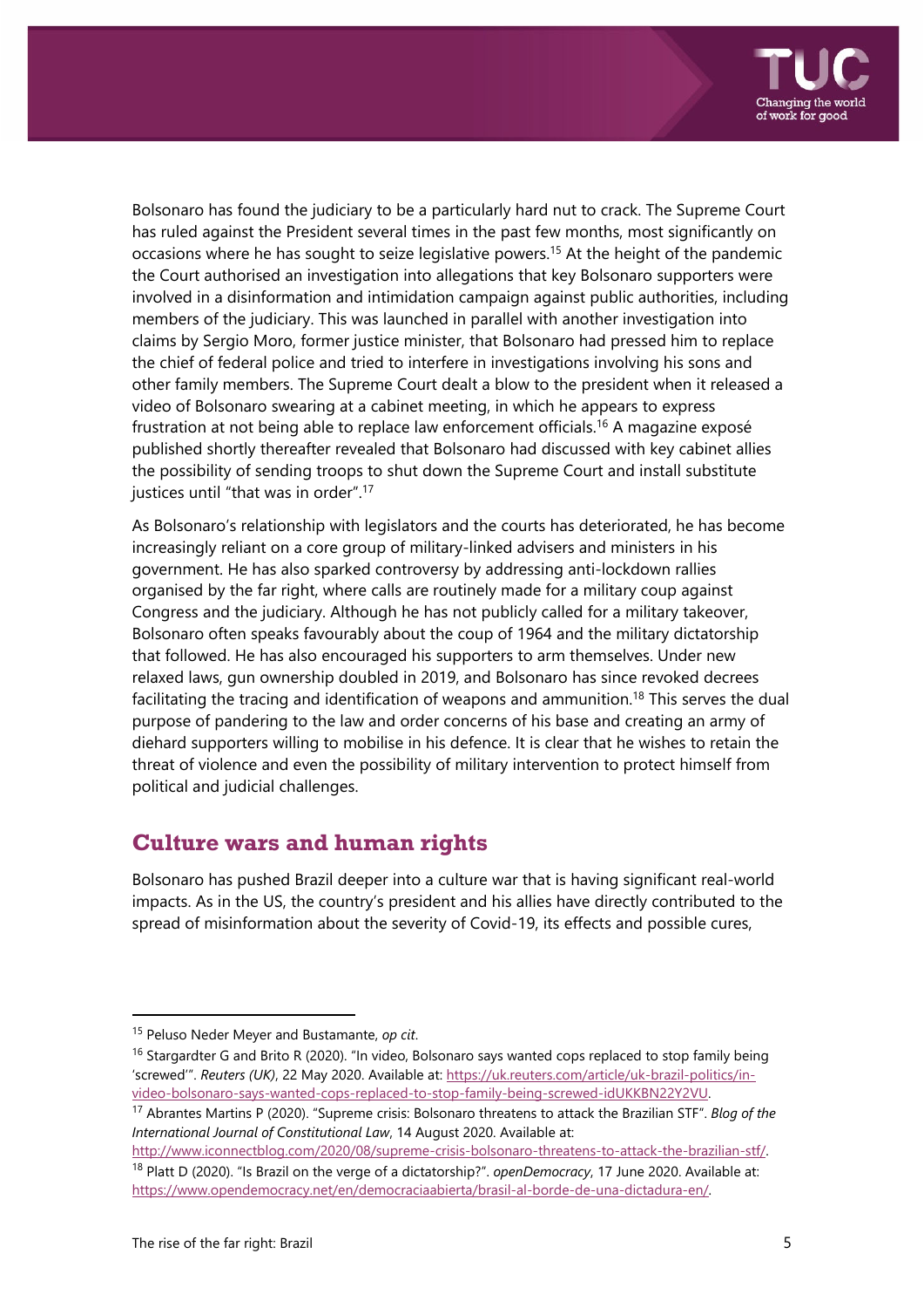Bolsonaro has found the judiciary to be a particularly hard nut to crack. The Supreme Court has ruled against the President several times in the past few months, most significantly on occasions where he has sought to seize legislative powers.[15] At the height of the pandemic the Court authorised an investigation into allegations that key Bolsonaro supporters were involved in a disinformation and intimidation campaign against public authorities, including members of the judiciary. This was launched in parallel with another investigation into claims by Sergio Moro, former justice minister, that Bolsonaro had pressed him to replace the chief of federal police and tried to interfere in investigations involving his sons and other family members. The Supreme Court dealt a blow to the president when it released a video of Bolsonaro swearing at a cabinet meeting, in which he appears to express frustration at not being able to replace law enforcement officials.[16] A magazine exposé published shortly thereafter revealed that Bolsonaro had discussed with key cabinet allies the possibility of sending troops to shut down the Supreme Court and install substitute justices until "that was in order".[17]

As Bolsonaro's relationship with legislators and the courts has deteriorated, he has become increasingly reliant on a core group of military-linked advisers and ministers in his government. He has also sparked controversy by addressing anti-lockdown rallies organised by the far right, where calls are routinely made for a military coup against Congress and the judiciary. Although he has not publicly called for a military takeover, Bolsonaro often speaks favourably about the coup of 1964 and the military dictatorship that followed. He has also encouraged his supporters to arm themselves. Under new relaxed laws, gun ownership doubled in 2019, and Bolsonaro has since revoked decrees facilitating the tracing and identification of weapons and ammunition.[18] This serves the dual purpose of pandering to the law and order concerns of his base and creating an army of diehard supporters willing to mobilise in his defence. It is clear that he wishes to retain the threat of violence and even the possibility of military intervention to protect himself from political and judicial challenges.

## Culture wars and human rights

Bolsonaro has pushed Brazil deeper into a culture war that is having significant real-world impacts. As in the US, the country's president and his allies have directly contributed to the spread of misinformation about the severity of Covid-19, its effects and possible cures,

---

[15] Peluso Neder Meyer and Bustamante, *op cit.*

[16] Stargardter G and Brito R (2020). "In video, Bolsonaro says wanted cops replaced to stop family being 'screwed'". *Reuters (UK)*, 22 May 2020. Available at: https://uk.reuters.com/article/uk-brazil-politics/in-video-bolsonaro-says-wanted-cops-replaced-to-stop-family-being-screwed-idUKKBN22Y2VU.

[17] Abrantes Martins P (2020). "Supreme crisis: Bolsonaro threatens to attack the Brazilian STF". *Blog of the International Journal of Constitutional Law*, 14 August 2020. Available at: http://www.iconnectblog.com/2020/08/supreme-crisis-bolsonaro-threatens-to-attack-the-brazilian-stf/.

[18] Platt D (2020). "Is Brazil on the verge of a dictatorship?". *openDemocracy*, 17 June 2020. Available at: https://www.opendemocracy.net/en/democraciaabierta/brasil-al-borde-de-una-dictadura-en/.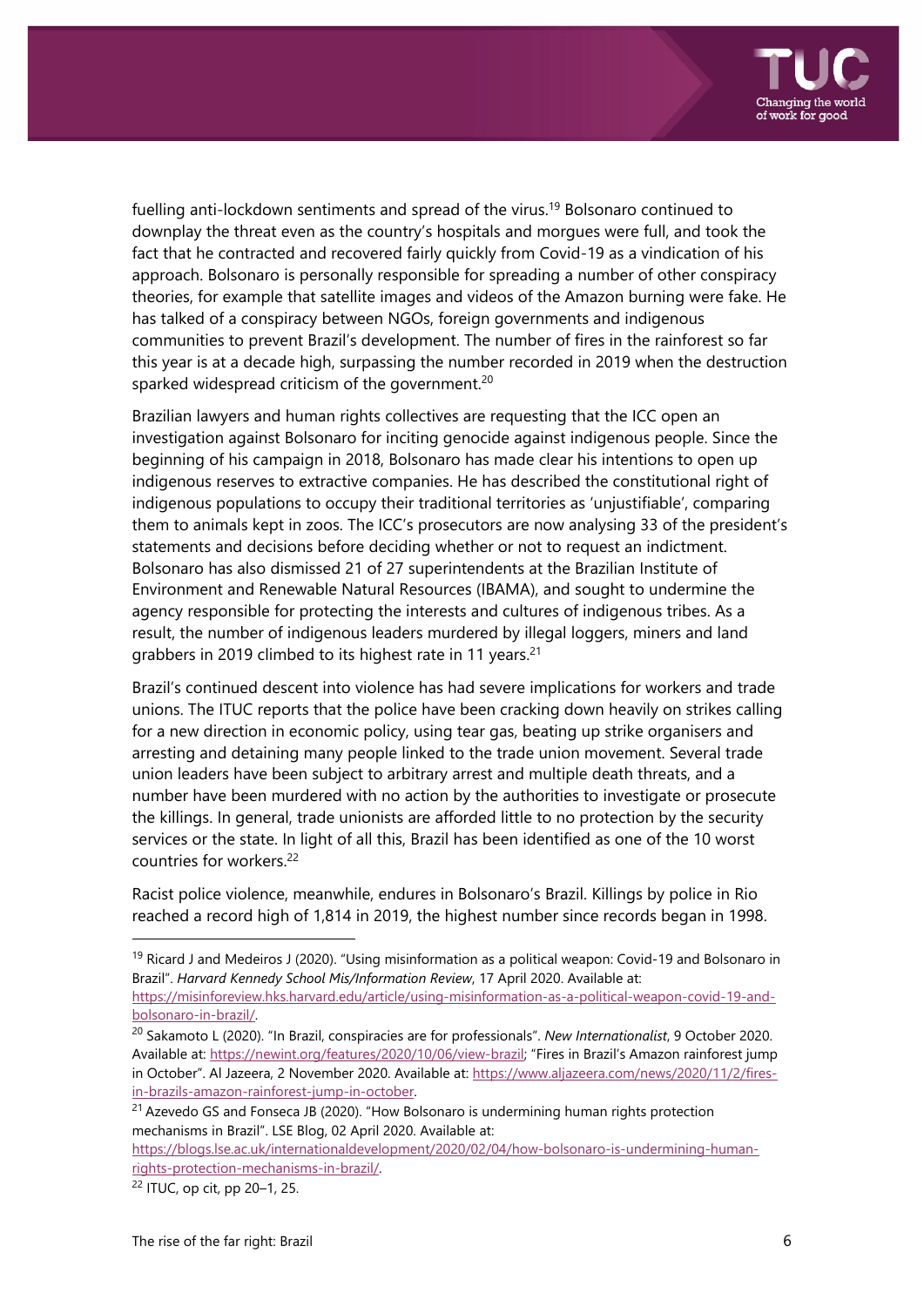fuelling anti-lockdown sentiments and spread of the virus.[19] Bolsonaro continued to downplay the threat even as the country's hospitals and morgues were full, and took the fact that he contracted and recovered fairly quickly from Covid-19 as a vindication of his approach. Bolsonaro is personally responsible for spreading a number of other conspiracy theories, for example that satellite images and videos of the Amazon burning were fake. He has talked of a conspiracy between NGOs, foreign governments and indigenous communities to prevent Brazil's development. The number of fires in the rainforest so far this year is at a decade high, surpassing the number recorded in 2019 when the destruction sparked widespread criticism of the government.[20]

Brazilian lawyers and human rights collectives are requesting that the ICC open an investigation against Bolsonaro for inciting genocide against indigenous people. Since the beginning of his campaign in 2018, Bolsonaro has made clear his intentions to open up indigenous reserves to extractive companies. He has described the constitutional right of indigenous populations to occupy their traditional territories as 'unjustifiable', comparing them to animals kept in zoos. The ICC's prosecutors are now analysing 33 of the president's statements and decisions before deciding whether or not to request an indictment. Bolsonaro has also dismissed 21 of 27 superintendents at the Brazilian Institute of Environment and Renewable Natural Resources (IBAMA), and sought to undermine the agency responsible for protecting the interests and cultures of indigenous tribes. As a result, the number of indigenous leaders murdered by illegal loggers, miners and land grabbers in 2019 climbed to its highest rate in 11 years.[21]

Brazil's continued descent into violence has had severe implications for workers and trade unions. The ITUC reports that the police have been cracking down heavily on strikes calling for a new direction in economic policy, using tear gas, beating up strike organisers and arresting and detaining many people linked to the trade union movement. Several trade union leaders have been subject to arbitrary arrest and multiple death threats, and a number have been murdered with no action by the authorities to investigate or prosecute the killings. In general, trade unionists are afforded little to no protection by the security services or the state. In light of all this, Brazil has been identified as one of the 10 worst countries for workers.[22]

Racist police violence, meanwhile, endures in Bolsonaro's Brazil. Killings by police in Rio reached a record high of 1,814 in 2019, the highest number since records began in 1998.

---

[19] Ricard J and Medeiros J (2020). "Using misinformation as a political weapon: Covid-19 and Bolsonaro in Brazil". *Harvard Kennedy School Mis/Information Review*, 17 April 2020. Available at: https://misinforeview.hks.harvard.edu/article/using-misinformation-as-a-political-weapon-covid-19-and-bolsonaro-in-brazil/.

[20] Sakamoto L (2020). "In Brazil, conspiracies are for professionals". *New Internationalist*, 9 October 2020. Available at: https://newint.org/features/2020/10/06/view-brazil; "Fires in Brazil's Amazon rainforest jump in October". Al Jazeera, 2 November 2020. Available at: https://www.aljazeera.com/news/2020/11/2/fires-in-brazils-amazon-rainforest-jump-in-october.

[21] Azevedo GS and Fonseca JB (2020). "How Bolsonaro is undermining human rights protection mechanisms in Brazil". LSE Blog, 02 April 2020. Available at: https://blogs.lse.ac.uk/internationaldevelopment/2020/02/04/how-bolsonaro-is-undermining-human-rights-protection-mechanisms-in-brazil/.

[22] ITUC, op cit, pp 20–1, 25.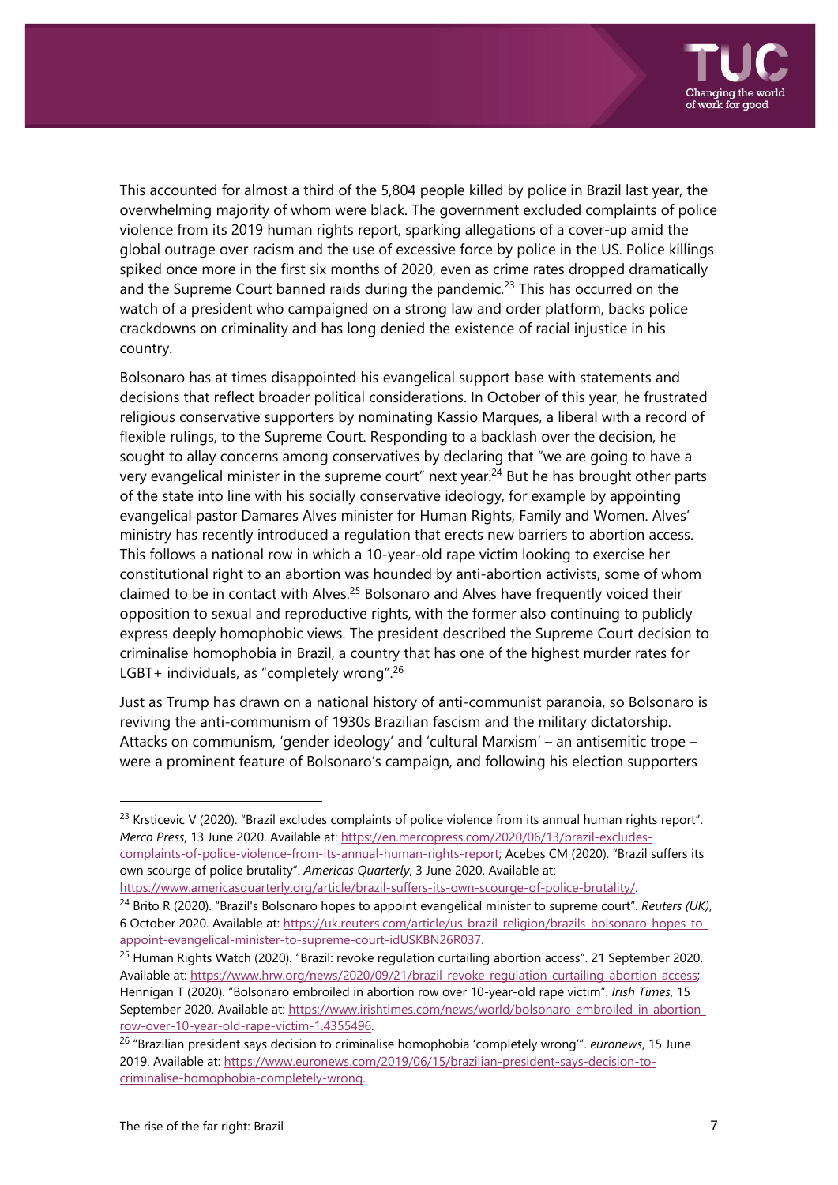This accounted for almost a third of the 5,804 people killed by police in Brazil last year, the overwhelming majority of whom were black. The government excluded complaints of police violence from its 2019 human rights report, sparking allegations of a cover-up amid the global outrage over racism and the use of excessive force by police in the US. Police killings spiked once more in the first six months of 2020, even as crime rates dropped dramatically and the Supreme Court banned raids during the pandemic.[23] This has occurred on the watch of a president who campaigned on a strong law and order platform, backs police crackdowns on criminality and has long denied the existence of racial injustice in his country.

Bolsonaro has at times disappointed his evangelical support base with statements and decisions that reflect broader political considerations. In October of this year, he frustrated religious conservative supporters by nominating Kassio Marques, a liberal with a record of flexible rulings, to the Supreme Court. Responding to a backlash over the decision, he sought to allay concerns among conservatives by declaring that "we are going to have a very evangelical minister in the supreme court" next year.[24] But he has brought other parts of the state into line with his socially conservative ideology, for example by appointing evangelical pastor Damares Alves minister for Human Rights, Family and Women. Alves' ministry has recently introduced a regulation that erects new barriers to abortion access. This follows a national row in which a 10-year-old rape victim looking to exercise her constitutional right to an abortion was hounded by anti-abortion activists, some of whom claimed to be in contact with Alves.[25] Bolsonaro and Alves have frequently voiced their opposition to sexual and reproductive rights, with the former also continuing to publicly express deeply homophobic views. The president described the Supreme Court decision to criminalise homophobia in Brazil, a country that has one of the highest murder rates for LGBT+ individuals, as "completely wrong".[26]

Just as Trump has drawn on a national history of anti-communist paranoia, so Bolsonaro is reviving the anti-communism of 1930s Brazilian fascism and the military dictatorship. Attacks on communism, 'gender ideology' and 'cultural Marxism' – an antisemitic trope – were a prominent feature of Bolsonaro's campaign, and following his election supporters

---

[23] Krsticevic V (2020). "Brazil excludes complaints of police violence from its annual human rights report". *Merco Press*, 13 June 2020. Available at: https://en.mercopress.com/2020/06/13/brazil-excludes-complaints-of-police-violence-from-its-annual-human-rights-report; Acebes CM (2020). "Brazil suffers its own scourge of police brutality". *Americas Quarterly*, 3 June 2020. Available at: https://www.americasquarterly.org/article/brazil-suffers-its-own-scourge-of-police-brutality/.

[24] Brito R (2020). "Brazil's Bolsonaro hopes to appoint evangelical minister to supreme court". *Reuters (UK)*, 6 October 2020. Available at: https://uk.reuters.com/article/us-brazil-religion/brazils-bolsonaro-hopes-to-appoint-evangelical-minister-to-supreme-court-idUSKBN26R037.

[25] Human Rights Watch (2020). "Brazil: revoke regulation curtailing abortion access". 21 September 2020. Available at: https://www.hrw.org/news/2020/09/21/brazil-revoke-regulation-curtailing-abortion-access; Hennigan T (2020). "Bolsonaro embroiled in abortion row over 10-year-old rape victim". *Irish Times*, 15 September 2020. Available at: https://www.irishtimes.com/news/world/bolsonaro-embroiled-in-abortion-row-over-10-year-old-rape-victim-1.4355496.

[26] "Brazilian president says decision to criminalise homophobia 'completely wrong'". *euronews*, 15 June 2019. Available at: https://www.euronews.com/2019/06/15/brazilian-president-says-decision-to-criminalise-homophobia-completely-wrong.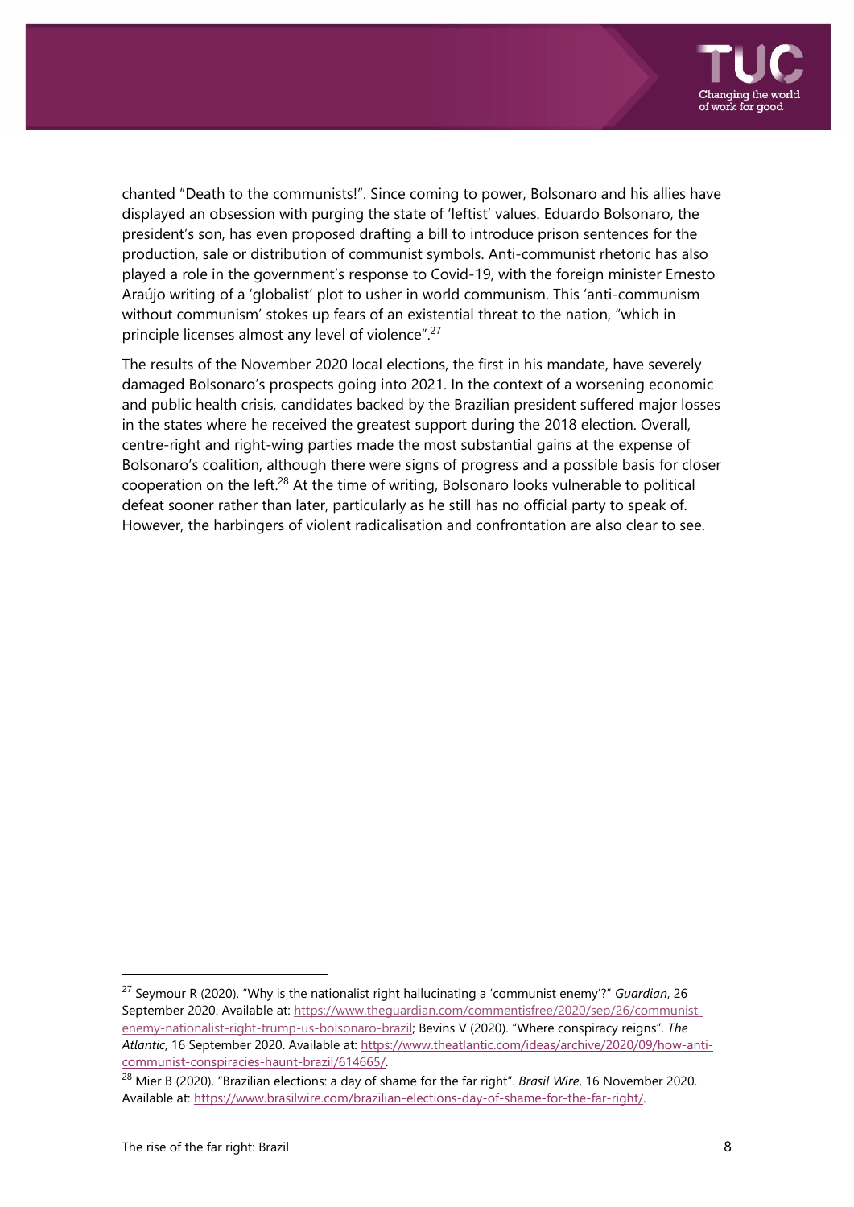chanted "Death to the communists!". Since coming to power, Bolsonaro and his allies have displayed an obsession with purging the state of 'leftist' values. Eduardo Bolsonaro, the president's son, has even proposed drafting a bill to introduce prison sentences for the production, sale or distribution of communist symbols. Anti-communist rhetoric has also played a role in the government's response to Covid-19, with the foreign minister Ernesto Araújo writing of a 'globalist' plot to usher in world communism. This 'anti-communism without communism' stokes up fears of an existential threat to the nation, "which in principle licenses almost any level of violence".[27]

The results of the November 2020 local elections, the first in his mandate, have severely damaged Bolsonaro's prospects going into 2021. In the context of a worsening economic and public health crisis, candidates backed by the Brazilian president suffered major losses in the states where he received the greatest support during the 2018 election. Overall, centre-right and right-wing parties made the most substantial gains at the expense of Bolsonaro's coalition, although there were signs of progress and a possible basis for closer cooperation on the left.[28] At the time of writing, Bolsonaro looks vulnerable to political defeat sooner rather than later, particularly as he still has no official party to speak of. However, the harbingers of violent radicalisation and confrontation are also clear to see.

---

[27] Seymour R (2020). "Why is the nationalist right hallucinating a 'communist enemy'?" *Guardian*, 26 September 2020. Available at: https://www.theguardian.com/commentisfree/2020/sep/26/communist-enemy-nationalist-right-trump-us-bolsonaro-brazil; Bevins V (2020). "Where conspiracy reigns". *The Atlantic*, 16 September 2020. Available at: https://www.theatlantic.com/ideas/archive/2020/09/how-anti-communist-conspiracies-haunt-brazil/614665/.

[28] Mier B (2020). "Brazilian elections: a day of shame for the far right". *Brasil Wire*, 16 November 2020. Available at: https://www.brasilwire.com/brazilian-elections-day-of-shame-for-the-far-right/.